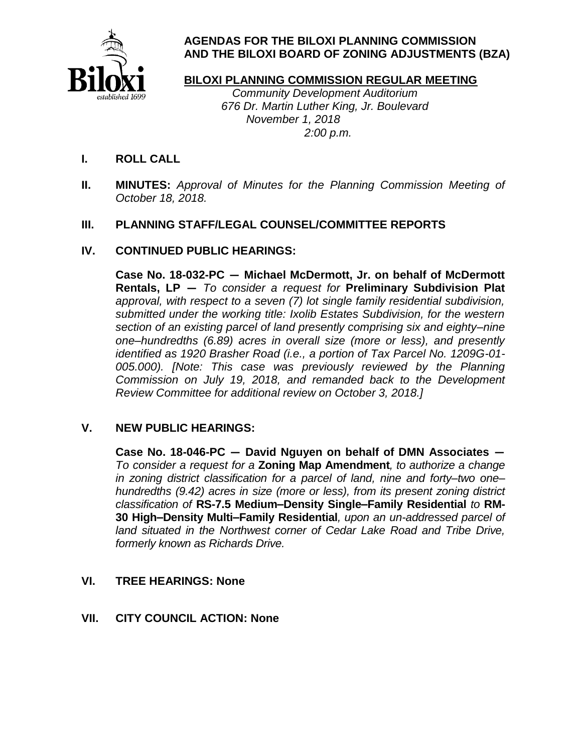# AGENDAS FOR THE BILOXI PLANNING COMMISSION AND THE BILOXI BOARD OF ZONING ADJUSTMENTS (BZA)

## BILOXI PLANNING COMMISSION REGULAR MEETING

*Community Development Auditorium*
*676 Dr. Martin Luther King, Jr. Boulevard*
*November 1, 2018*
*2:00 p.m.*

**I. ROLL CALL**

**II. MINUTES:** *Approval of Minutes for the Planning Commission Meeting of October 18, 2018.*

**III. PLANNING STAFF/LEGAL COUNSEL/COMMITTEE REPORTS**

**IV. CONTINUED PUBLIC HEARINGS:**

**Case No. 18-032-PC ─ Michael McDermott, Jr. on behalf of McDermott Rentals, LP ─** *To consider a request for* **Preliminary Subdivision Plat** *approval, with respect to a seven (7) lot single family residential subdivision, submitted under the working title: Ixolib Estates Subdivision, for the western section of an existing parcel of land presently comprising six and eighty–nine one–hundredths (6.89) acres in overall size (more or less), and presently identified as 1920 Brasher Road (i.e., a portion of Tax Parcel No. 1209G-01-005.000). [Note: This case was previously reviewed by the Planning Commission on July 19, 2018, and remanded back to the Development Review Committee for additional review on October 3, 2018.]*

**V. NEW PUBLIC HEARINGS:**

**Case No. 18-046-PC ─ David Nguyen on behalf of DMN Associates ─** *To consider a request for a* **Zoning Map Amendment***, to authorize a change in zoning district classification for a parcel of land, nine and forty–two one–hundredths (9.42) acres in size (more or less), from its present zoning district classification of* **RS-7.5 Medium–Density Single–Family Residential** *to* **RM-30 High–Density Multi–Family Residential***, upon an un-addressed parcel of land situated in the Northwest corner of Cedar Lake Road and Tribe Drive, formerly known as Richards Drive.*

**VI. TREE HEARINGS: None**

**VII. CITY COUNCIL ACTION: None**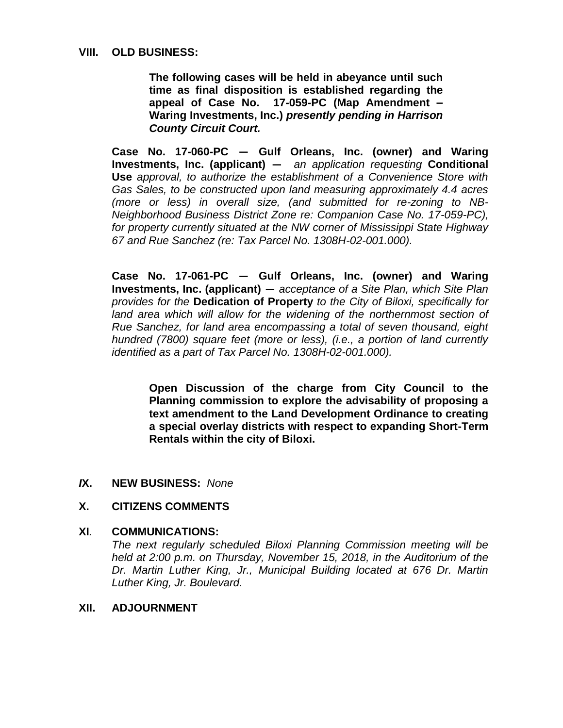## VIII. OLD BUSINESS:

**The following cases will be held in abeyance until such time as final disposition is established regarding the appeal of Case No. 17-059-PC (Map Amendment – Waring Investments, Inc.)** ***presently pending in Harrison County Circuit Court.***

**Case No. 17-060-PC — Gulf Orleans, Inc. (owner) and Waring Investments, Inc. (applicant) —** *an application requesting* **Conditional Use** *approval, to authorize the establishment of a Convenience Store with Gas Sales, to be constructed upon land measuring approximately 4.4 acres (more or less) in overall size, (and submitted for re-zoning to NB-Neighborhood Business District Zone re: Companion Case No. 17-059-PC), for property currently situated at the NW corner of Mississippi State Highway 67 and Rue Sanchez (re: Tax Parcel No. 1308H-02-001.000).*

**Case No. 17-061-PC — Gulf Orleans, Inc. (owner) and Waring Investments, Inc. (applicant) —** *acceptance of a Site Plan, which Site Plan provides for the* **Dedication of Property** *to the City of Biloxi, specifically for land area which will allow for the widening of the northernmost section of Rue Sanchez, for land area encompassing a total of seven thousand, eight hundred (7800) square feet (more or less), (i.e., a portion of land currently identified as a part of Tax Parcel No. 1308H-02-001.000).*

**Open Discussion of the charge from City Council to the Planning commission to explore the advisability of proposing a text amendment to the Land Development Ordinance to creating a special overlay districts with respect to expanding Short-Term Rentals within the city of Biloxi.**

## IX. NEW BUSINESS: *None*

## X. CITIZENS COMMENTS

## XI. COMMUNICATIONS:

*The next regularly scheduled Biloxi Planning Commission meeting will be held at 2:00 p.m. on Thursday, November 15, 2018, in the Auditorium of the Dr. Martin Luther King, Jr., Municipal Building located at 676 Dr. Martin Luther King, Jr. Boulevard.*

## XII. ADJOURNMENT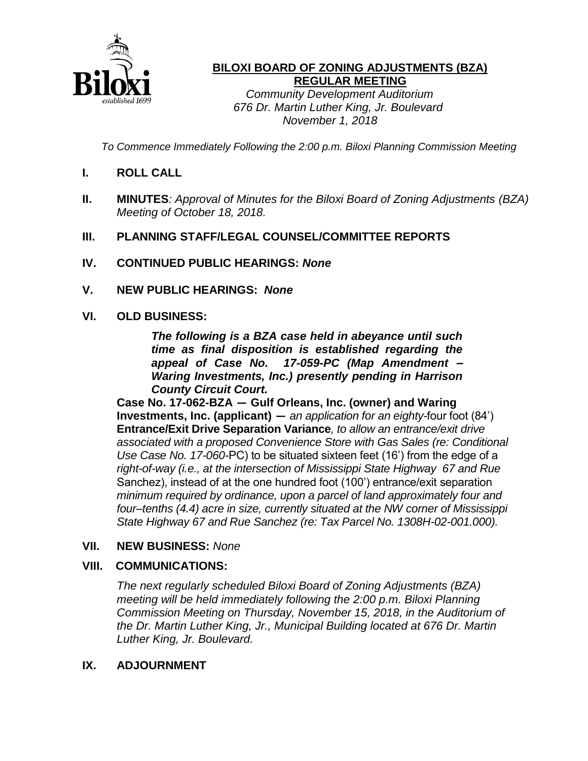# BILOXI BOARD OF ZONING ADJUSTMENTS (BZA)

## REGULAR MEETING

*Community Development Auditorium*
*676 Dr. Martin Luther King, Jr. Boulevard*
*November 1, 2018*

*To Commence Immediately Following the 2:00 p.m. Biloxi Planning Commission Meeting*

**I. ROLL CALL**

**II. MINUTES***: Approval of Minutes for the Biloxi Board of Zoning Adjustments (BZA) Meeting of October 18, 2018.*

**III. PLANNING STAFF/LEGAL COUNSEL/COMMITTEE REPORTS**

**IV. CONTINUED PUBLIC HEARINGS: *None***

**V. NEW PUBLIC HEARINGS: *None***

**VI. OLD BUSINESS:**

***The following is a BZA case held in abeyance until such time as final disposition is established regarding the appeal of Case No. 17-059-PC (Map Amendment – Waring Investments, Inc.) presently pending in Harrison County Circuit Court.***

**Case No. 17-062-BZA — Gulf Orleans, Inc. (owner) and Waring Investments, Inc. (applicant) —** *an application for an eighty-*four foot (84') **Entrance/Exit Drive Separation Variance***, to allow an entrance/exit drive associated with a proposed Convenience Store with Gas Sales (re: Conditional Use Case No. 17-060-*PC) to be situated sixteen feet (16') from the edge of a *right-of-way (i.e., at the intersection of Mississippi State Highway 67 and Rue* Sanchez), instead of at the one hundred foot (100') entrance/exit separation *minimum required by ordinance, upon a parcel of land approximately four and four–tenths (4.4) acre in size, currently situated at the NW corner of Mississippi State Highway 67 and Rue Sanchez (re: Tax Parcel No. 1308H-02-001.000).*

**VII. NEW BUSINESS:** *None*

**VIII. COMMUNICATIONS:**

*The next regularly scheduled Biloxi Board of Zoning Adjustments (BZA) meeting will be held immediately following the 2:00 p.m. Biloxi Planning Commission Meeting on Thursday, November 15, 2018, in the Auditorium of the Dr. Martin Luther King, Jr., Municipal Building located at 676 Dr. Martin Luther King, Jr. Boulevard.*

**IX. ADJOURNMENT**